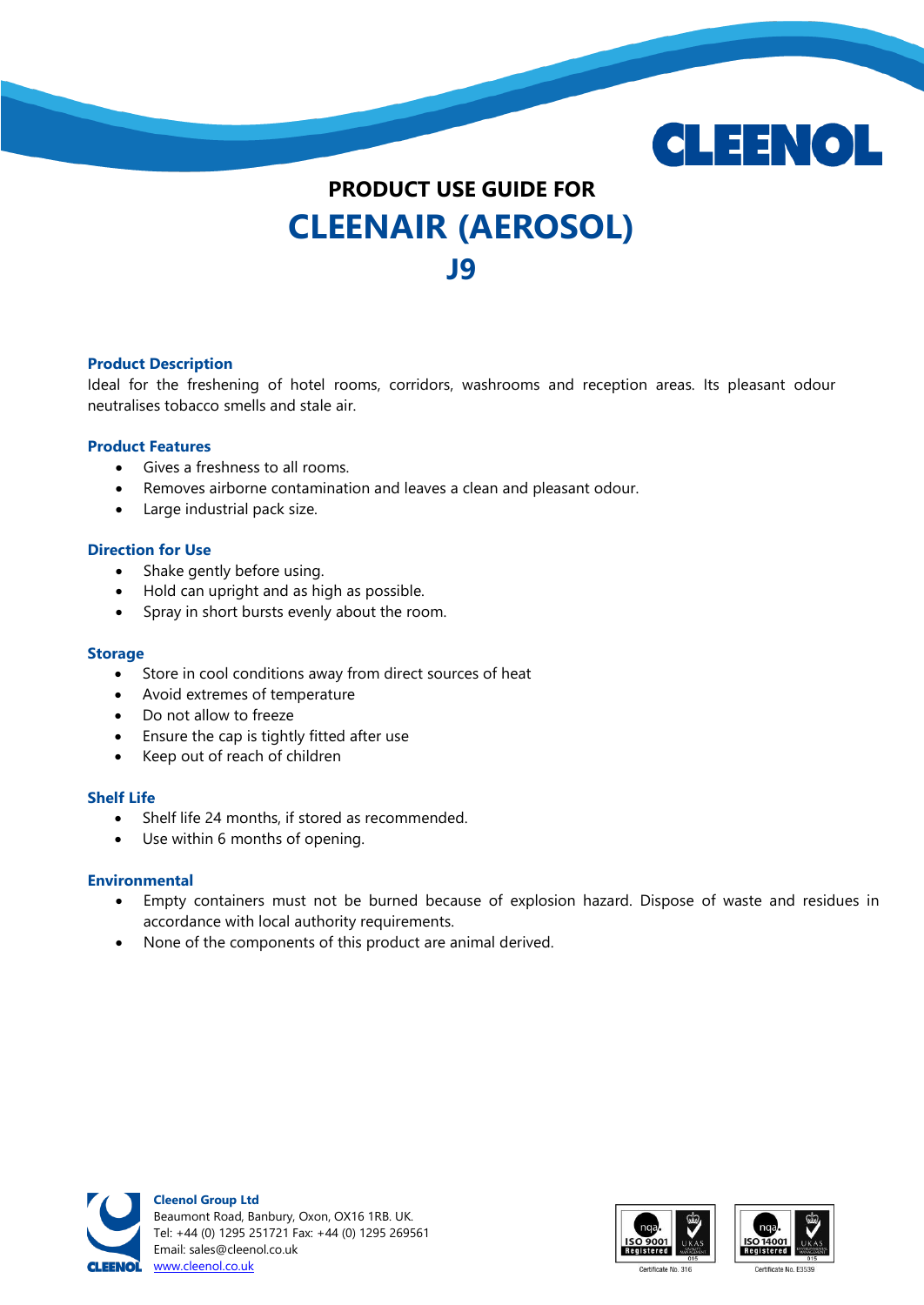# PRODUCT USE GUIDE FOR

# CLEENAIR (AEROSOL)

# J9

## Product Description

Ideal for the freshening of hotel rooms, corridors, washrooms and reception areas. Its pleasant odour neutralises tobacco smells and stale air.

## Product Features

- Gives a freshness to all rooms.
- Removes airborne contamination and leaves a clean and pleasant odour.
- Large industrial pack size.

## Direction for Use

- Shake gently before using.
- Hold can upright and as high as possible.
- Spray in short bursts evenly about the room.

## Storage

- Store in cool conditions away from direct sources of heat
- Avoid extremes of temperature
- Do not allow to freeze
- Ensure the cap is tightly fitted after use
- Keep out of reach of children

## Shelf Life

- Shelf life 24 months, if stored as recommended.
- Use within 6 months of opening.

## Environmental

- Empty containers must not be burned because of explosion hazard. Dispose of waste and residues in accordance with local authority requirements.
- None of the components of this product are animal derived.

**Cleenol Group Ltd**
Beaumont Road, Banbury, Oxon, OX16 1RB. UK.
Tel: +44 (0) 1295 251721 Fax: +44 (0) 1295 269561
Email: sales@cleenol.co.uk
www.cleenol.co.uk

ISO 9001 Registered — Certificate No. 316
ISO 14001 Registered — Certificate No. E3539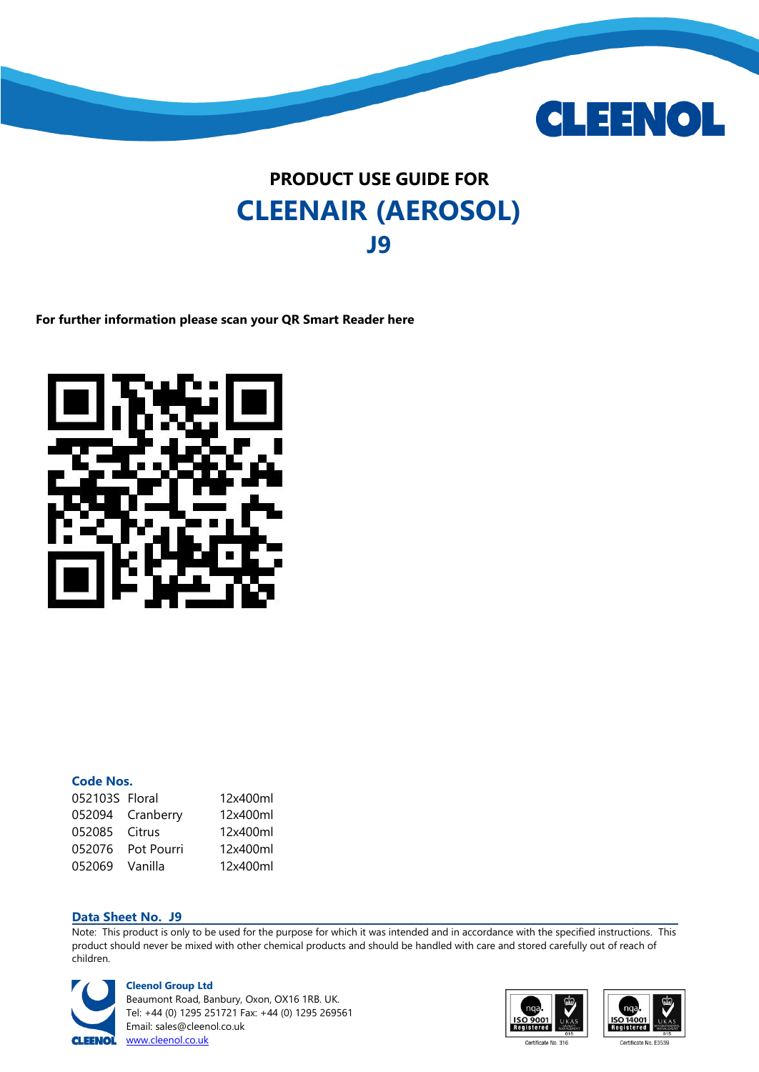CLEENOL

# PRODUCT USE GUIDE FOR

# CLEENAIR (AEROSOL)

# J9

**For further information please scan your QR Smart Reader here**

### Code Nos.

| | | |
|---|---|---|
| 052103S | Floral | 12x400ml |
| 052094 | Cranberry | 12x400ml |
| 052085 | Citrus | 12x400ml |
| 052076 | Pot Pourri | 12x400ml |
| 052069 | Vanilla | 12x400ml |

### Data Sheet No. J9

Note: This product is only to be used for the purpose for which it was intended and in accordance with the specified instructions. This product should never be mixed with other chemical products and should be handled with care and stored carefully out of reach of children.

**Cleenol Group Ltd**
Beaumont Road, Banbury, Oxon, OX16 1RB. UK.
Tel: +44 (0) 1295 251721 Fax: +44 (0) 1295 269561
Email: sales@cleenol.co.uk
www.cleenol.co.uk

ISO 9001 Registered — Certificate No. 316

ISO 14001 Registered — Certificate No. E3539